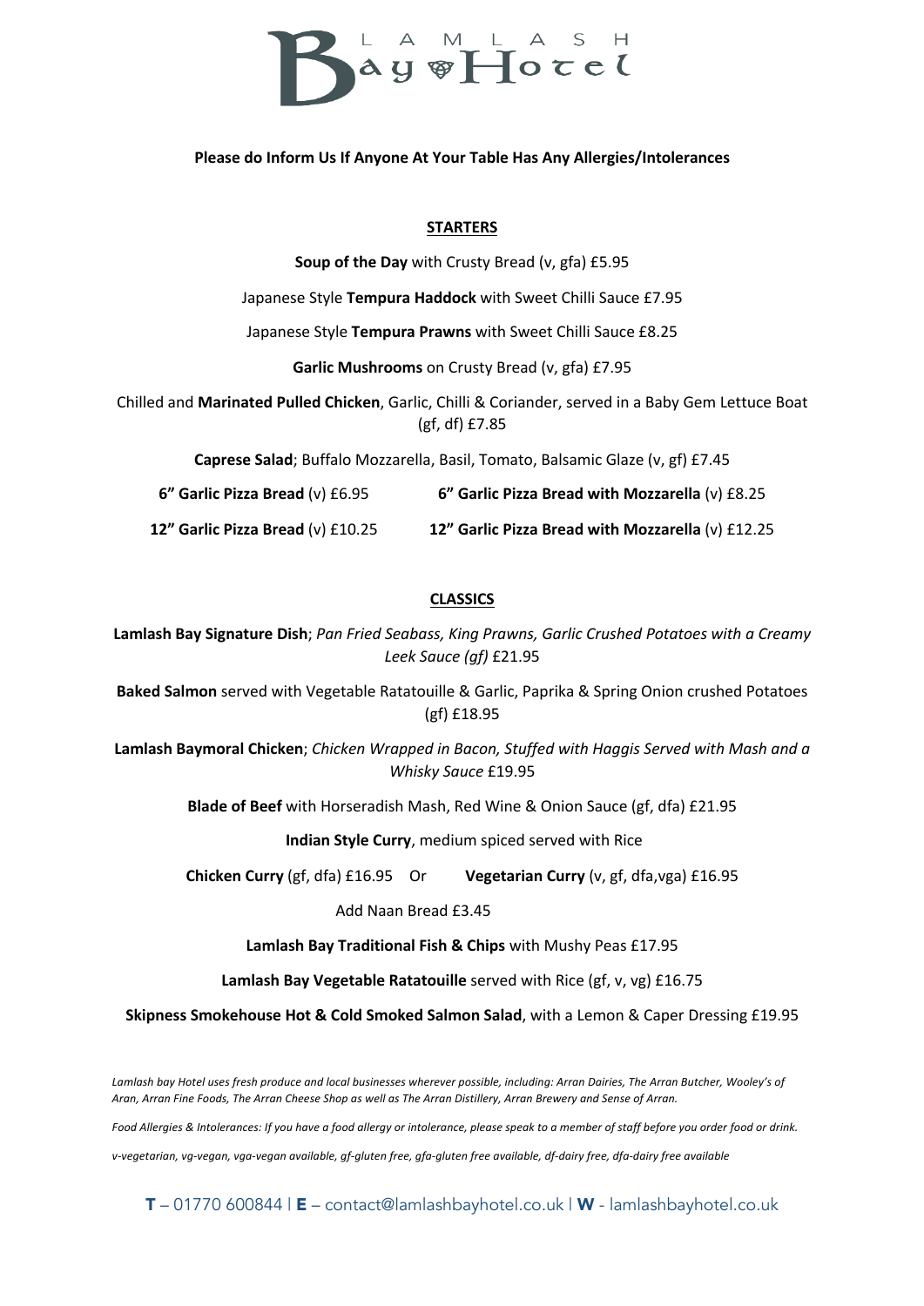# Lamlash Bay Hotel

**Please do Inform Us If Anyone At Your Table Has Any Allergies/Intolerances**

## STARTERS

**Soup of the Day** with Crusty Bread (v, gfa) £5.95

Japanese Style **Tempura Haddock** with Sweet Chilli Sauce £7.95

Japanese Style **Tempura Prawns** with Sweet Chilli Sauce £8.25

**Garlic Mushrooms** on Crusty Bread (v, gfa) £7.95

Chilled and **Marinated Pulled Chicken**, Garlic, Chilli & Coriander, served in a Baby Gem Lettuce Boat (gf, df) £7.85

**Caprese Salad**; Buffalo Mozzarella, Basil, Tomato, Balsamic Glaze (v, gf) £7.45

**6" Garlic Pizza Bread** (v) £6.95

**6" Garlic Pizza Bread with Mozzarella** (v) £8.25

**12" Garlic Pizza Bread** (v) £10.25

**12" Garlic Pizza Bread with Mozzarella** (v) £12.25

## CLASSICS

**Lamlash Bay Signature Dish**; *Pan Fried Seabass, King Prawns, Garlic Crushed Potatoes with a Creamy Leek Sauce (gf)* £21.95

**Baked Salmon** served with Vegetable Ratatouille & Garlic, Paprika & Spring Onion crushed Potatoes (gf) £18.95

**Lamlash Baymoral Chicken**; *Chicken Wrapped in Bacon, Stuffed with Haggis Served with Mash and a Whisky Sauce* £19.95

**Blade of Beef** with Horseradish Mash, Red Wine & Onion Sauce (gf, dfa) £21.95

**Indian Style Curry**, medium spiced served with Rice

**Chicken Curry** (gf, dfa) £16.95 Or **Vegetarian Curry** (v, gf, dfa,vga) £16.95

Add Naan Bread £3.45

**Lamlash Bay Traditional Fish & Chips** with Mushy Peas £17.95

**Lamlash Bay Vegetable Ratatouille** served with Rice (gf, v, vg) £16.75

**Skipness Smokehouse Hot & Cold Smoked Salmon Salad**, with a Lemon & Caper Dressing £19.95

*Lamlash bay Hotel uses fresh produce and local businesses wherever possible, including: Arran Dairies, The Arran Butcher, Wooley's of Aran, Arran Fine Foods, The Arran Cheese Shop as well as The Arran Distillery, Arran Brewery and Sense of Arran.*

*Food Allergies & Intolerances: If you have a food allergy or intolerance, please speak to a member of staff before you order food or drink.*

*v-vegetarian, vg-vegan, vga-vegan available, gf-gluten free, gfa-gluten free available, df-dairy free, dfa-dairy free available*

**T** – 01770 600844 | **E** – contact@lamlashbayhotel.co.uk | **W** - lamlashbayhotel.co.uk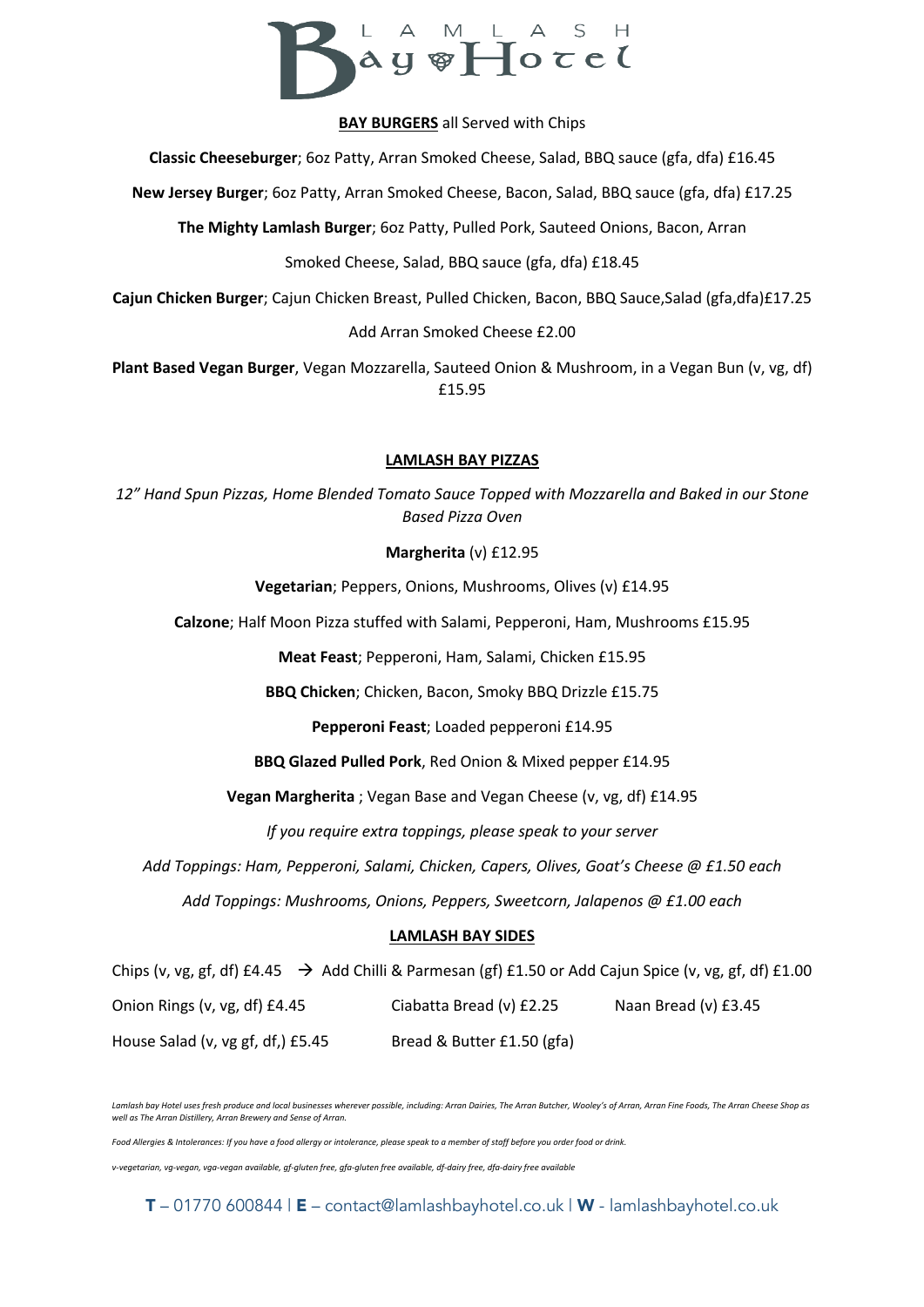# Lamlash Bay Hotel

**BAY BURGERS** all Served with Chips

**Classic Cheeseburger**; 6oz Patty, Arran Smoked Cheese, Salad, BBQ sauce (gfa, dfa) £16.45

**New Jersey Burger**; 6oz Patty, Arran Smoked Cheese, Bacon, Salad, BBQ sauce (gfa, dfa) £17.25

**The Mighty Lamlash Burger**; 6oz Patty, Pulled Pork, Sauteed Onions, Bacon, Arran Smoked Cheese, Salad, BBQ sauce (gfa, dfa) £18.45

**Cajun Chicken Burger**; Cajun Chicken Breast, Pulled Chicken, Bacon, BBQ Sauce,Salad (gfa,dfa)£17.25

Add Arran Smoked Cheese £2.00

**Plant Based Vegan Burger**, Vegan Mozzarella, Sauteed Onion & Mushroom, in a Vegan Bun (v, vg, df) £15.95

## LAMLASH BAY PIZZAS

*12" Hand Spun Pizzas, Home Blended Tomato Sauce Topped with Mozzarella and Baked in our Stone Based Pizza Oven*

**Margherita** (v) £12.95

**Vegetarian**; Peppers, Onions, Mushrooms, Olives (v) £14.95

**Calzone**; Half Moon Pizza stuffed with Salami, Pepperoni, Ham, Mushrooms £15.95

**Meat Feast**; Pepperoni, Ham, Salami, Chicken £15.95

**BBQ Chicken**; Chicken, Bacon, Smoky BBQ Drizzle £15.75

**Pepperoni Feast**; Loaded pepperoni £14.95

**BBQ Glazed Pulled Pork**, Red Onion & Mixed pepper £14.95

**Vegan Margherita** ; Vegan Base and Vegan Cheese (v, vg, df) £14.95

*If you require extra toppings, please speak to your server*

*Add Toppings: Ham, Pepperoni, Salami, Chicken, Capers, Olives, Goat's Cheese @ £1.50 each*

*Add Toppings: Mushrooms, Onions, Peppers, Sweetcorn, Jalapenos @ £1.00 each*

## LAMLASH BAY SIDES

Chips (v, vg, gf, df) £4.45 → Add Chilli & Parmesan (gf) £1.50 or Add Cajun Spice (v, vg, gf, df) £1.00

Onion Rings (v, vg, df) £4.45

Ciabatta Bread (v) £2.25

Naan Bread (v) £3.45

House Salad (v, vg gf, df,) £5.45

Bread & Butter £1.50 (gfa)

*Lamlash bay Hotel uses fresh produce and local businesses wherever possible, including: Arran Dairies, The Arran Butcher, Wooley's of Arran, Arran Fine Foods, The Arran Cheese Shop as well as The Arran Distillery, Arran Brewery and Sense of Arran.*

*Food Allergies & Intolerances: If you have a food allergy or intolerance, please speak to a member of staff before you order food or drink.*

*v-vegetarian, vg-vegan, vga-vegan available, gf-gluten free, gfa-gluten free available, df-dairy free, dfa-dairy free available*

**T** – 01770 600844 | **E** – contact@lamlashbayhotel.co.uk | **W** - lamlashbayhotel.co.uk